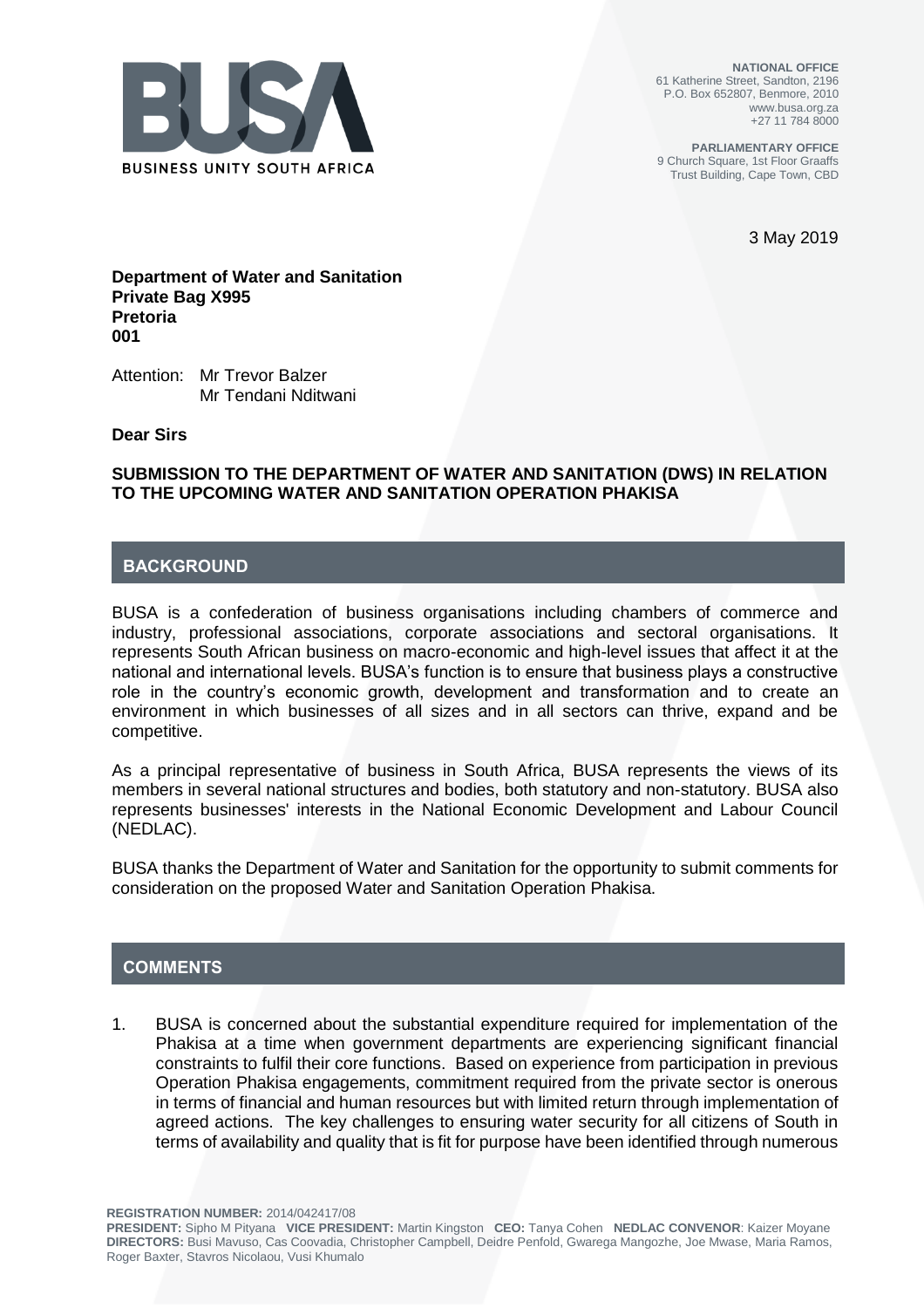BUSINESS UNITY SOUTH AFRICA

**NATIONAL OFFICE**
61 Katherine Street, Sandton, 2196
P.O. Box 652807, Benmore, 2010
www.busa.org.za
+27 11 784 8000

**PARLIAMENTARY OFFICE**
9 Church Square, 1st Floor Graaffs
Trust Building, Cape Town, CBD

3 May 2019

**Department of Water and Sanitation**
**Private Bag X995**
**Pretoria**
**001**

Attention: Mr Trevor Balzer
Mr Tendani Nditwani

**Dear Sirs**

**SUBMISSION TO THE DEPARTMENT OF WATER AND SANITATION (DWS) IN RELATION TO THE UPCOMING WATER AND SANITATION OPERATION PHAKISA**

## BACKGROUND

BUSA is a confederation of business organisations including chambers of commerce and industry, professional associations, corporate associations and sectoral organisations. It represents South African business on macro-economic and high-level issues that affect it at the national and international levels. BUSA's function is to ensure that business plays a constructive role in the country's economic growth, development and transformation and to create an environment in which businesses of all sizes and in all sectors can thrive, expand and be competitive.

As a principal representative of business in South Africa, BUSA represents the views of its members in several national structures and bodies, both statutory and non-statutory. BUSA also represents businesses' interests in the National Economic Development and Labour Council (NEDLAC).

BUSA thanks the Department of Water and Sanitation for the opportunity to submit comments for consideration on the proposed Water and Sanitation Operation Phakisa.

## COMMENTS

1. BUSA is concerned about the substantial expenditure required for implementation of the Phakisa at a time when government departments are experiencing significant financial constraints to fulfil their core functions. Based on experience from participation in previous Operation Phakisa engagements, commitment required from the private sector is onerous in terms of financial and human resources but with limited return through implementation of agreed actions. The key challenges to ensuring water security for all citizens of South in terms of availability and quality that is fit for purpose have been identified through numerous

**REGISTRATION NUMBER:** 2014/042417/08
**PRESIDENT:** Sipho M Pityana **VICE PRESIDENT:** Martin Kingston **CEO:** Tanya Cohen **NEDLAC CONVENOR**: Kaizer Moyane
**DIRECTORS:** Busi Mavuso, Cas Coovadia, Christopher Campbell, Deidre Penfold, Gwarega Mangozhe, Joe Mwase, Maria Ramos, Roger Baxter, Stavros Nicolaou, Vusi Khumalo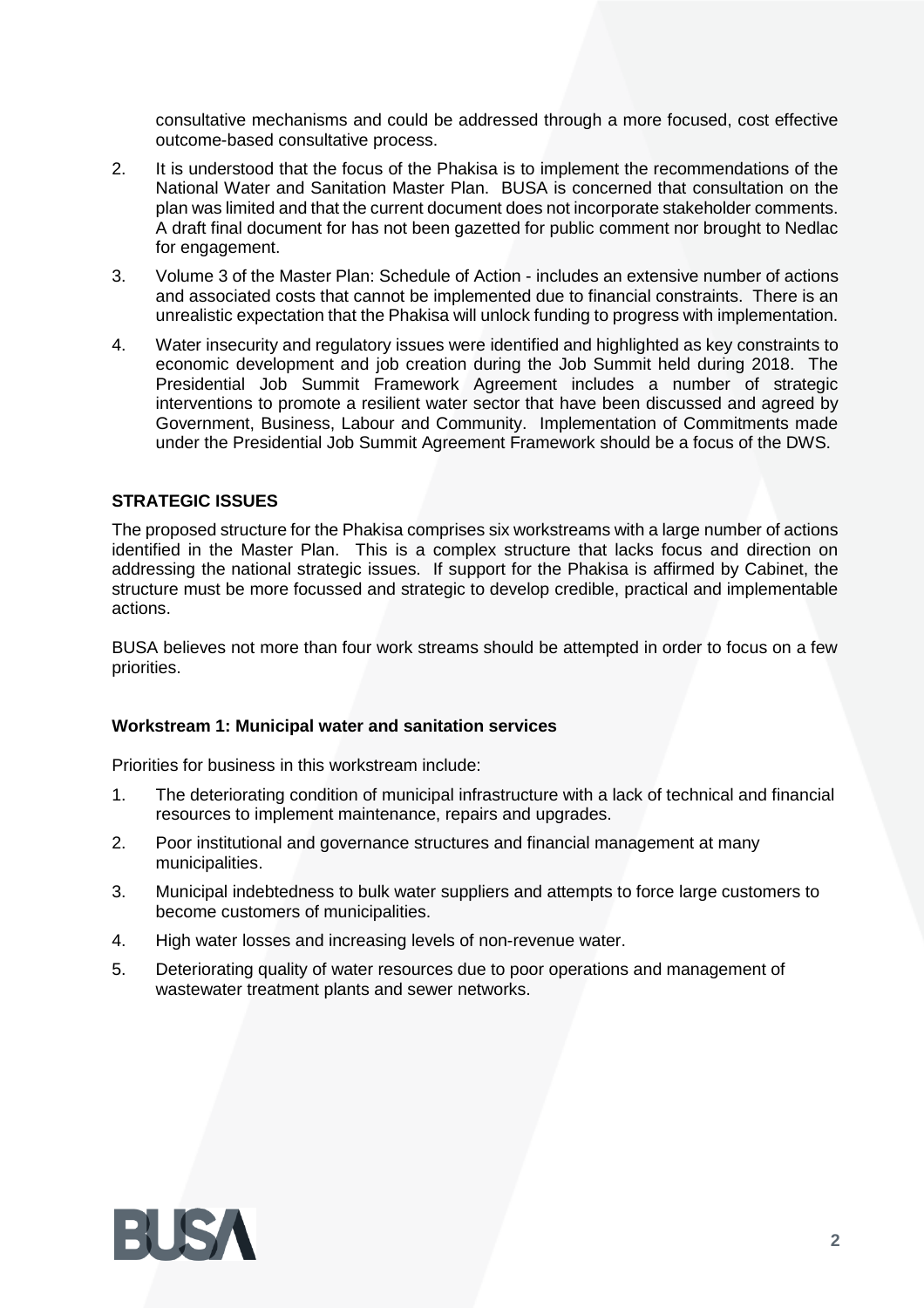consultative mechanisms and could be addressed through a more focused, cost effective outcome-based consultative process.

2. It is understood that the focus of the Phakisa is to implement the recommendations of the National Water and Sanitation Master Plan. BUSA is concerned that consultation on the plan was limited and that the current document does not incorporate stakeholder comments. A draft final document for has not been gazetted for public comment nor brought to Nedlac for engagement.

3. Volume 3 of the Master Plan: Schedule of Action - includes an extensive number of actions and associated costs that cannot be implemented due to financial constraints. There is an unrealistic expectation that the Phakisa will unlock funding to progress with implementation.

4. Water insecurity and regulatory issues were identified and highlighted as key constraints to economic development and job creation during the Job Summit held during 2018. The Presidential Job Summit Framework Agreement includes a number of strategic interventions to promote a resilient water sector that have been discussed and agreed by Government, Business, Labour and Community. Implementation of Commitments made under the Presidential Job Summit Agreement Framework should be a focus of the DWS.

**STRATEGIC ISSUES**

The proposed structure for the Phakisa comprises six workstreams with a large number of actions identified in the Master Plan. This is a complex structure that lacks focus and direction on addressing the national strategic issues. If support for the Phakisa is affirmed by Cabinet, the structure must be more focussed and strategic to develop credible, practical and implementable actions.

BUSA believes not more than four work streams should be attempted in order to focus on a few priorities.

**Workstream 1: Municipal water and sanitation services**

Priorities for business in this workstream include:

1. The deteriorating condition of municipal infrastructure with a lack of technical and financial resources to implement maintenance, repairs and upgrades.
2. Poor institutional and governance structures and financial management at many municipalities.
3. Municipal indebtedness to bulk water suppliers and attempts to force large customers to become customers of municipalities.
4. High water losses and increasing levels of non-revenue water.
5. Deteriorating quality of water resources due to poor operations and management of wastewater treatment plants and sewer networks.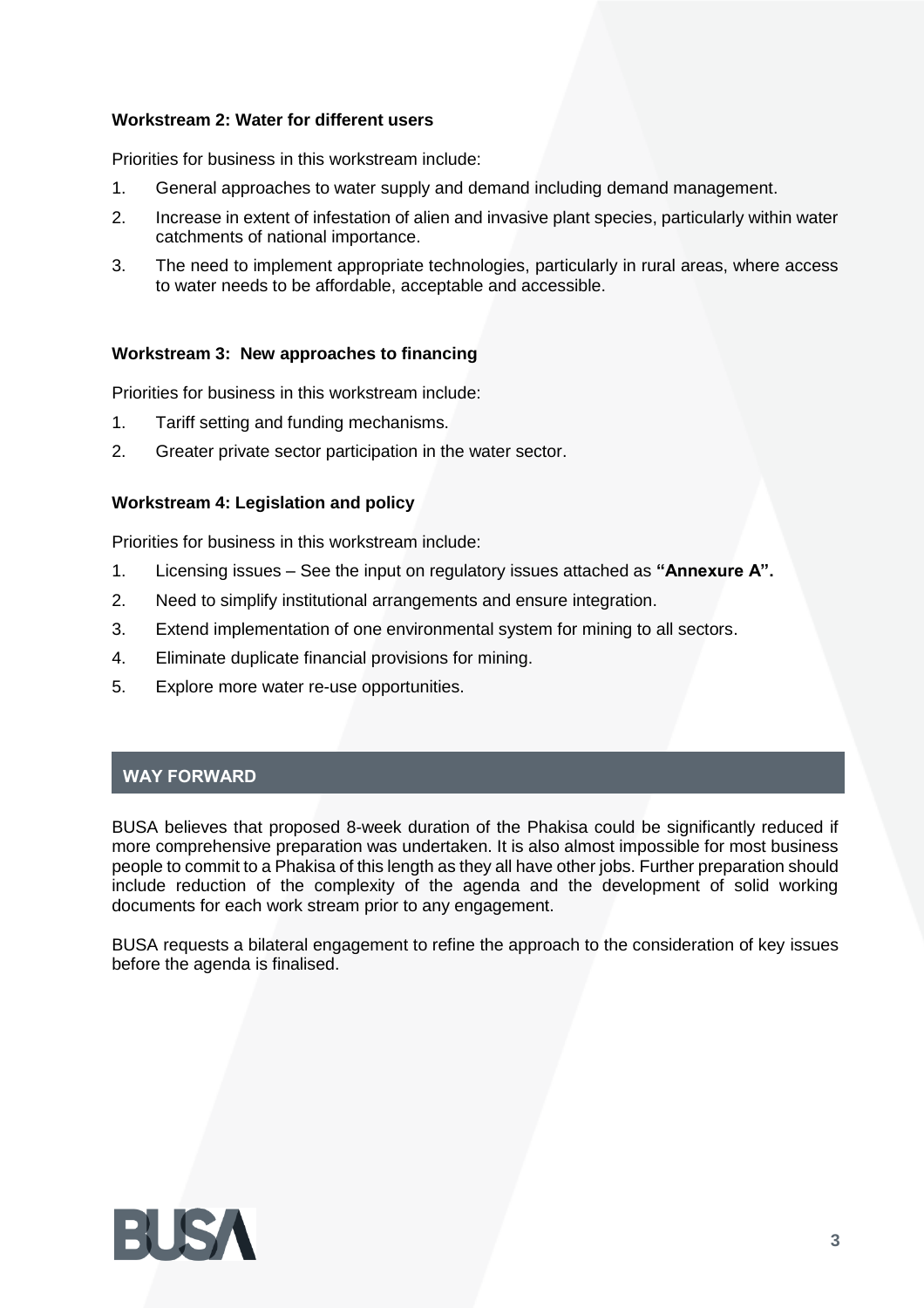#### Workstream 2: Water for different users

Priorities for business in this workstream include:

1. General approaches to water supply and demand including demand management.
2. Increase in extent of infestation of alien and invasive plant species, particularly within water catchments of national importance.
3. The need to implement appropriate technologies, particularly in rural areas, where access to water needs to be affordable, acceptable and accessible.

#### Workstream 3: New approaches to financing

Priorities for business in this workstream include:

1. Tariff setting and funding mechanisms.
2. Greater private sector participation in the water sector.

#### Workstream 4: Legislation and policy

Priorities for business in this workstream include:

1. Licensing issues – See the input on regulatory issues attached as **"Annexure A".**
2. Need to simplify institutional arrangements and ensure integration.
3. Extend implementation of one environmental system for mining to all sectors.
4. Eliminate duplicate financial provisions for mining.
5. Explore more water re-use opportunities.

## WAY FORWARD

BUSA believes that proposed 8-week duration of the Phakisa could be significantly reduced if more comprehensive preparation was undertaken. It is also almost impossible for most business people to commit to a Phakisa of this length as they all have other jobs. Further preparation should include reduction of the complexity of the agenda and the development of solid working documents for each work stream prior to any engagement.

BUSA requests a bilateral engagement to refine the approach to the consideration of key issues before the agenda is finalised.